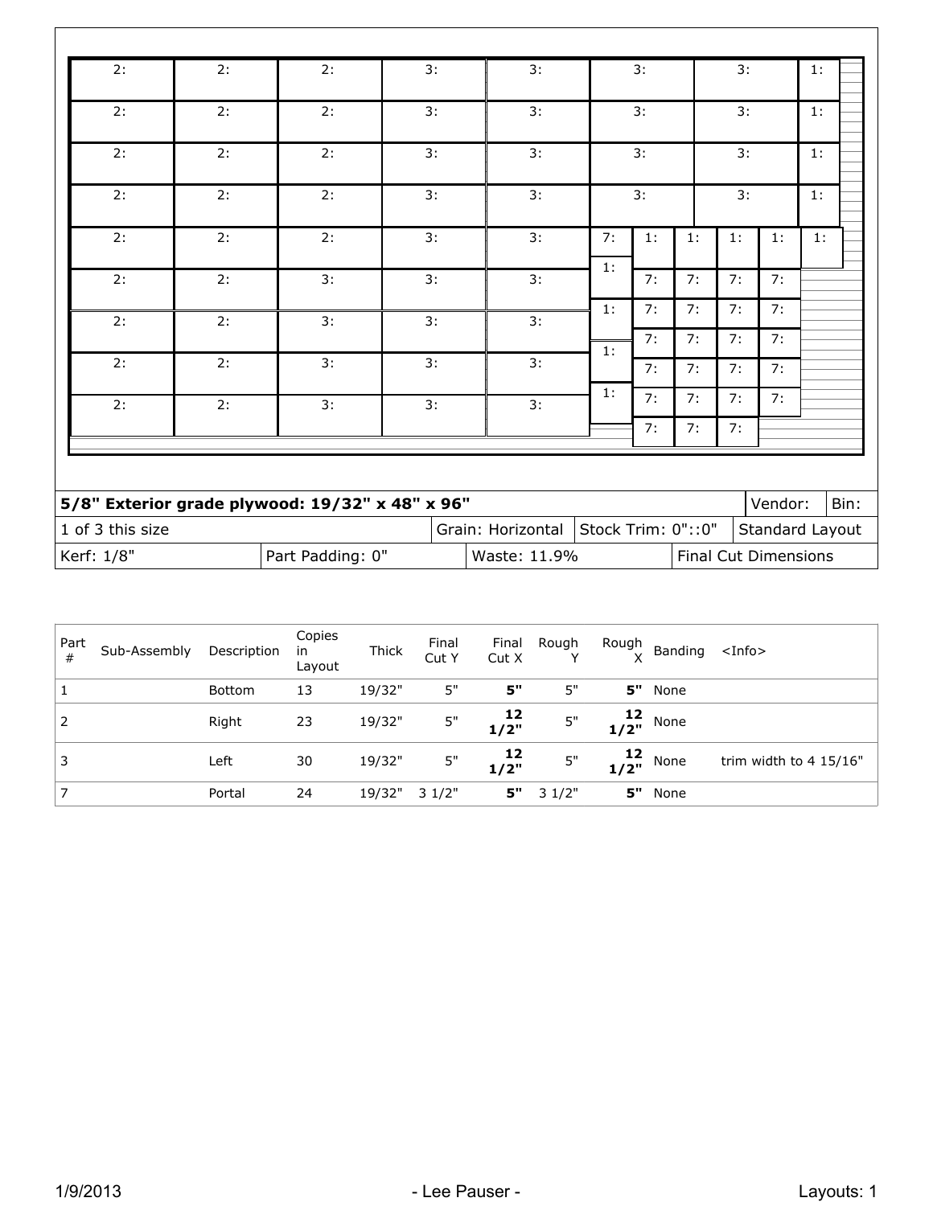| 5/8" Exterior grade plywood: 19/32" x 48" x 96" | | | Vendor: | Bin: |
|---|---|---|---|---|
| 1 of 3 this size | Grain: Horizontal | Stock Trim: 0"::0" | Standard Layout | |
| Kerf: 1/8" | Part Padding: 0" | Waste: 11.9% | Final Cut Dimensions | |

| Part # | Sub-Assembly | Description | Copies in Layout | Thick | Final Cut Y | Final Cut X | Rough Y | Rough X | Banding | <Info> |
|---|---|---|---|---|---|---|---|---|---|---|
| 1 | | Bottom | 13 | 19/32" | 5" | **5"** | 5" | **5"** | None | |
| 2 | | Right | 23 | 19/32" | 5" | **12 1/2"** | 5" | **12 1/2"** | None | |
| 3 | | Left | 30 | 19/32" | 5" | **12 1/2"** | 5" | **12 1/2"** | None | trim width to 4 15/16" |
| 7 | | Portal | 24 | 19/32" | 3 1/2" | **5"** | 3 1/2" | **5"** | None | |

1/9/2013 - Lee Pauser - Layouts: 1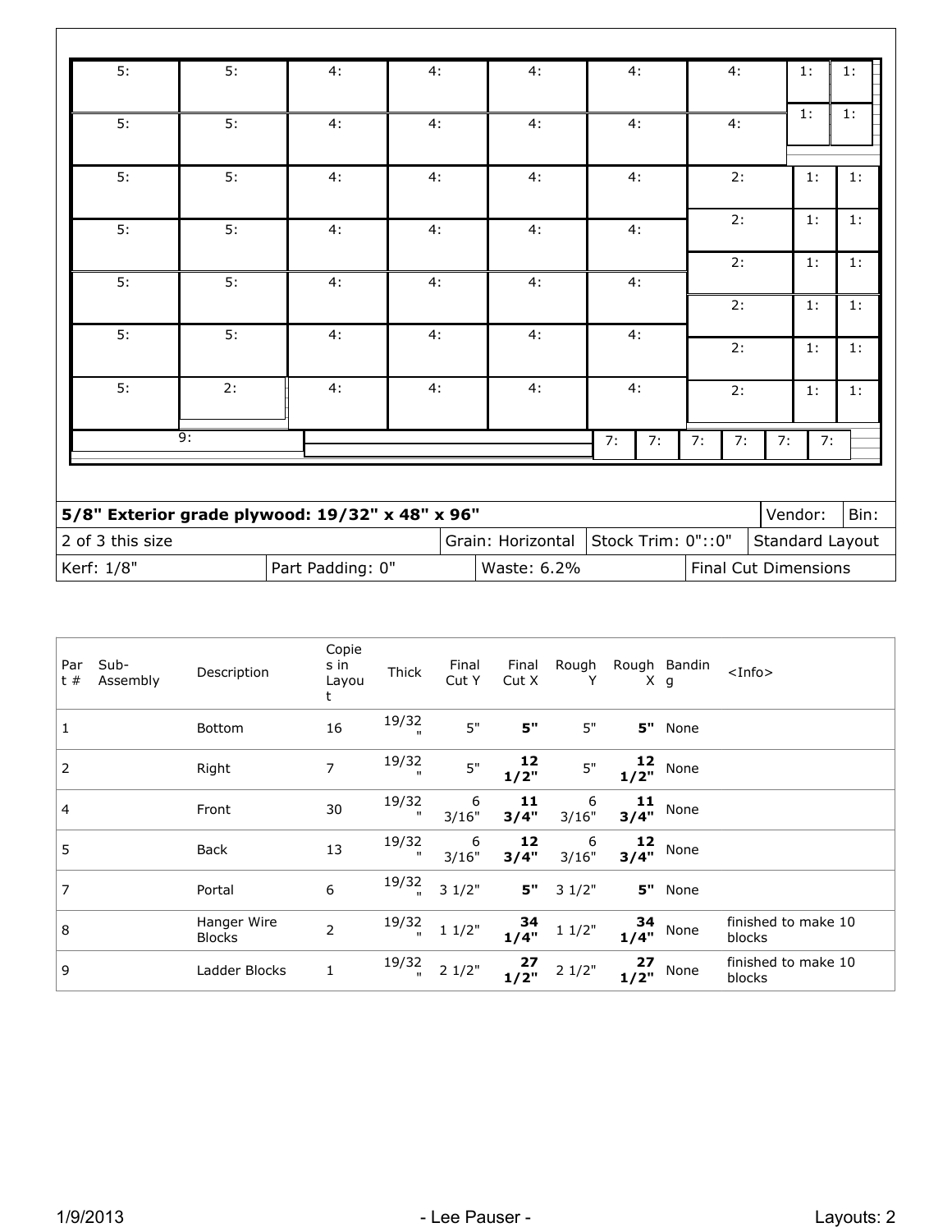| 5: | 5: | 4: | 4: | 4: | 4: | 4: | 1: | 1: |
|---|---|---|---|---|---|---|---|---|
| | | | | | | | 1: | 1: |
| 5: | 5: | 4: | 4: | 4: | 4: | 4: | | |
| 5: | 5: | 4: | 4: | 4: | 4: | 2: | 1: | 1: |
| 5: | 5: | 4: | 4: | 4: | 4: | 2: | 1: | 1: |
| | | | | | | 2: | 1: | 1: |
| 5: | 5: | 4: | 4: | 4: | 4: | 2: | 1: | 1: |
| 5: | 5: | 4: | 4: | 4: | 4: | 2: | 1: | 1: |
| 5: | 2: | 4: | 4: | 4: | 4: | 2: | 1: | 1: |
| 9: | | | 7: | 7: | 7: | 7: | 7: | 7: |

| **5/8" Exterior grade plywood: 19/32" x 48" x 96"** | | | Vendor: | Bin: |
|---|---|---|---|---|
| 2 of 3 this size | Grain: Horizontal | Stock Trim: 0"::0" | Standard Layout | |
| Kerf: 1/8" | Part Padding: 0" | Waste: 6.2% | Final Cut Dimensions | |

| Part # | Sub-Assembly | Description | Copies in Layout | Thick | Final Cut Y | Final Cut X | Rough Y | Rough X | Banding | <Info> |
|---|---|---|---|---|---|---|---|---|---|---|
| 1 | | Bottom | 16 | 19/32" | 5" | **5"** | 5" | **5"** | None | |
| 2 | | Right | 7 | 19/32" | 5" | **12 1/2"** | 5" | **12 1/2"** | None | |
| 4 | | Front | 30 | 19/32" | 6 3/16" | **11 3/4"** | 6 3/16" | **11 3/4"** | None | |
| 5 | | Back | 13 | 19/32" | 6 3/16" | **12 3/4"** | 6 3/16" | **12 3/4"** | None | |
| 7 | | Portal | 6 | 19/32" | 3 1/2" | **5"** | 3 1/2" | **5"** | None | |
| 8 | | Hanger Wire Blocks | 2 | 19/32" | 1 1/2" | **34 1/4"** | 1 1/2" | **34 1/4"** | None | finished to make 10 blocks |
| 9 | | Ladder Blocks | 1 | 19/32" | 2 1/2" | **27 1/2"** | 2 1/2" | **27 1/2"** | None | finished to make 10 blocks |

1/9/2013 - Lee Pauser - Layouts: 2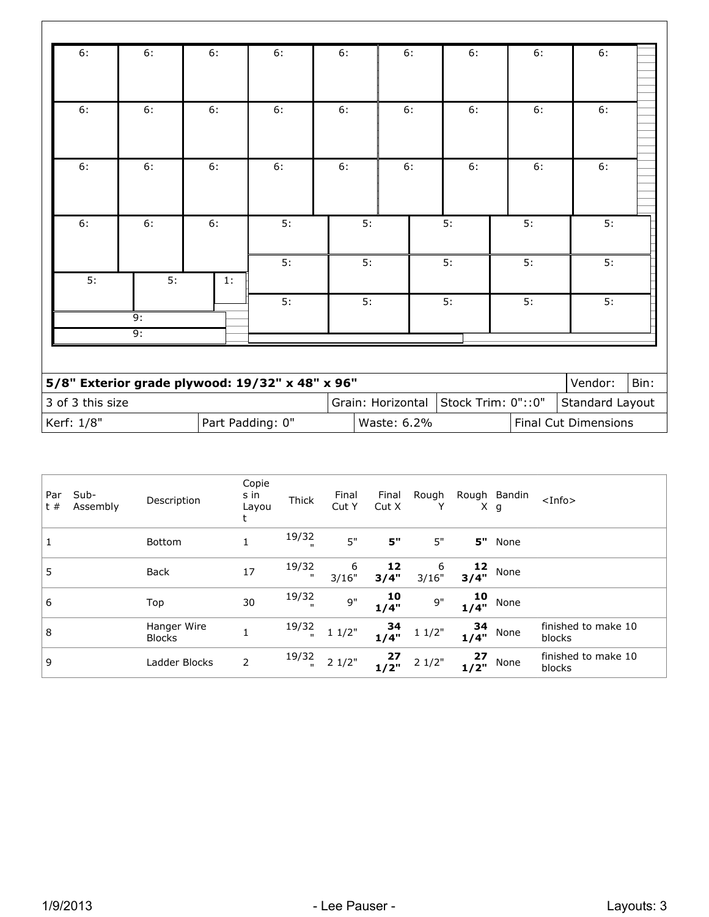6: 6: 6: 6: 6: 6: 6: 6: 6:

6: 6: 6: 6: 6: 6: 6: 6: 6:

6: 6: 6: 6: 6: 6: 6: 6: 6:

6: 6: 6: 5: 5: 5: 5: 5:

5: 5: 5: 5: 5:

5: 5: 1:

5: 5: 5: 5: 5:

9:

9:

| | | | |
|---|---|---|---|
| **5/8" Exterior grade plywood: 19/32" x 48" x 96"** | | Vendor: | Bin: |
| 3 of 3 this size | Grain: Horizontal | Stock Trim: 0"::0" | Standard Layout |
| Kerf: 1/8" | Part Padding: 0" | Waste: 6.2% | Final Cut Dimensions |

| Part # | Sub-Assembly | Description | Copies in Layout | Thick | Final Cut Y | Final Cut X | Rough Y | Rough X | Banding | <Info> |
|---|---|---|---|---|---|---|---|---|---|---|
| 1 | | Bottom | 1 | 19/32" | 5" | **5"** | 5" | **5"** | None | |
| 5 | | Back | 17 | 19/32" | 6 3/16" | **12 3/4"** | 6 3/16" | **12 3/4"** | None | |
| 6 | | Top | 30 | 19/32" | 9" | **10 1/4"** | 9" | **10 1/4"** | None | |
| 8 | | Hanger Wire Blocks | 1 | 19/32" | 1 1/2" | **34 1/4"** | 1 1/2" | **34 1/4"** | None | finished to make 10 blocks |
| 9 | | Ladder Blocks | 2 | 19/32" | 2 1/2" | **27 1/2"** | 2 1/2" | **27 1/2"** | None | finished to make 10 blocks |

1/9/2013 - Lee Pauser - Layouts: 3